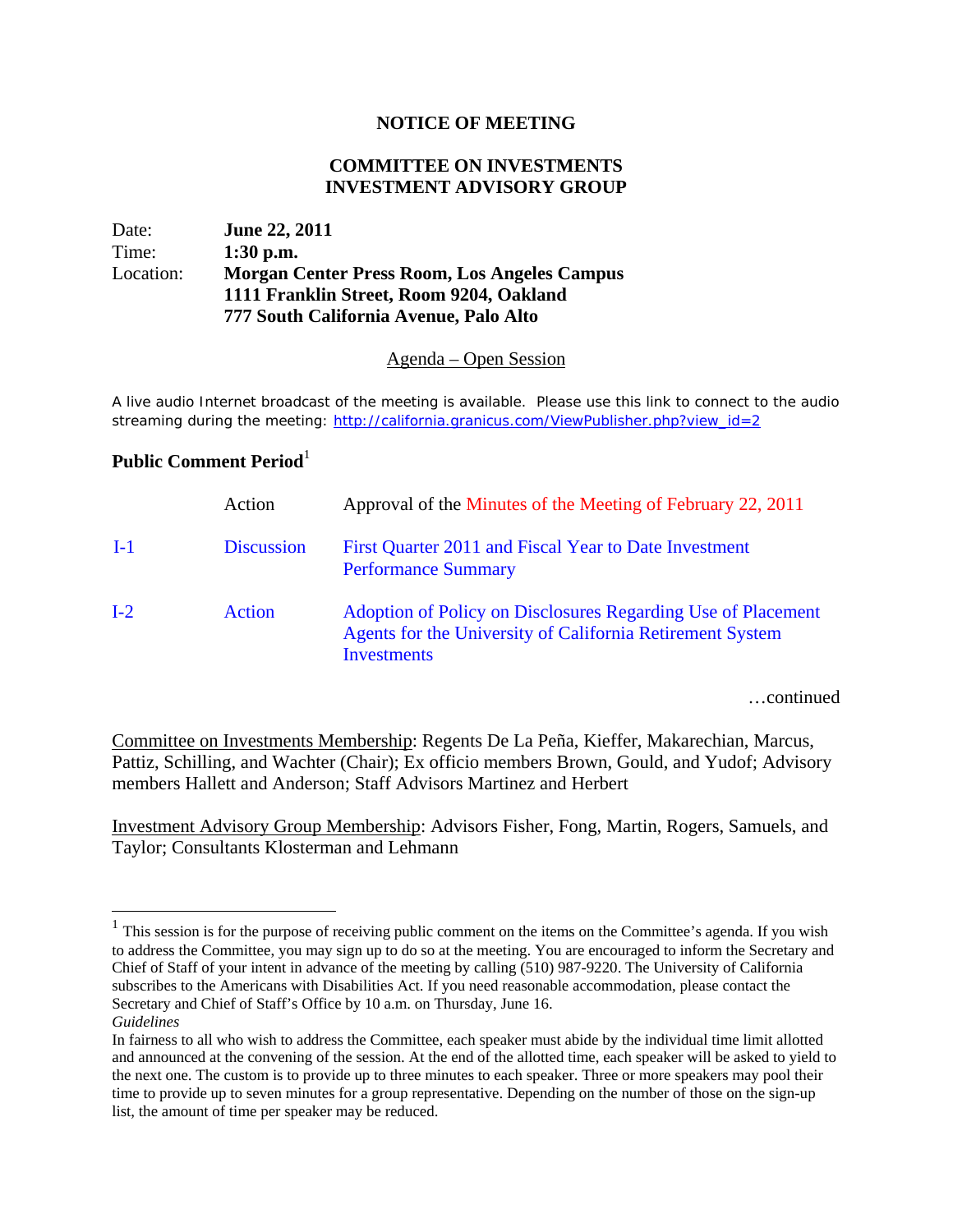# NOTICE OF MEETING

## COMMITTEE ON INVESTMENTS
## INVESTMENT ADVISORY GROUP

| | |
|---|---|
| Date: | **June 22, 2011** |
| Time: | **1:30 p.m.** |
| Location: | **Morgan Center Press Room, Los Angeles Campus**<br>**1111 Franklin Street, Room 9204, Oakland**<br>**777 South California Avenue, Palo Alto** |

Agenda – Open Session

A live audio Internet broadcast of the meeting is available. Please use this link to connect to the audio streaming during the meeting: http://california.granicus.com/ViewPublisher.php?view_id=2

**Public Comment Period**[1]

| | | |
|---|---|---|
| | Action | Approval of the Minutes of the Meeting of February 22, 2011 |
| I-1 | Discussion | First Quarter 2011 and Fiscal Year to Date Investment Performance Summary |
| I-2 | Action | Adoption of Policy on Disclosures Regarding Use of Placement Agents for the University of California Retirement System Investments |

…continued

Committee on Investments Membership: Regents De La Peña, Kieffer, Makarechian, Marcus, Pattiz, Schilling, and Wachter (Chair); Ex officio members Brown, Gould, and Yudof; Advisory members Hallett and Anderson; Staff Advisors Martinez and Herbert

Investment Advisory Group Membership: Advisors Fisher, Fong, Martin, Rogers, Samuels, and Taylor; Consultants Klosterman and Lehmann

[1] This session is for the purpose of receiving public comment on the items on the Committee's agenda. If you wish to address the Committee, you may sign up to do so at the meeting. You are encouraged to inform the Secretary and Chief of Staff of your intent in advance of the meeting by calling (510) 987-9220. The University of California subscribes to the Americans with Disabilities Act. If you need reasonable accommodation, please contact the Secretary and Chief of Staff's Office by 10 a.m. on Thursday, June 16.

*Guidelines*

In fairness to all who wish to address the Committee, each speaker must abide by the individual time limit allotted and announced at the convening of the session. At the end of the allotted time, each speaker will be asked to yield to the next one. The custom is to provide up to three minutes to each speaker. Three or more speakers may pool their time to provide up to seven minutes for a group representative. Depending on the number of those on the sign-up list, the amount of time per speaker may be reduced.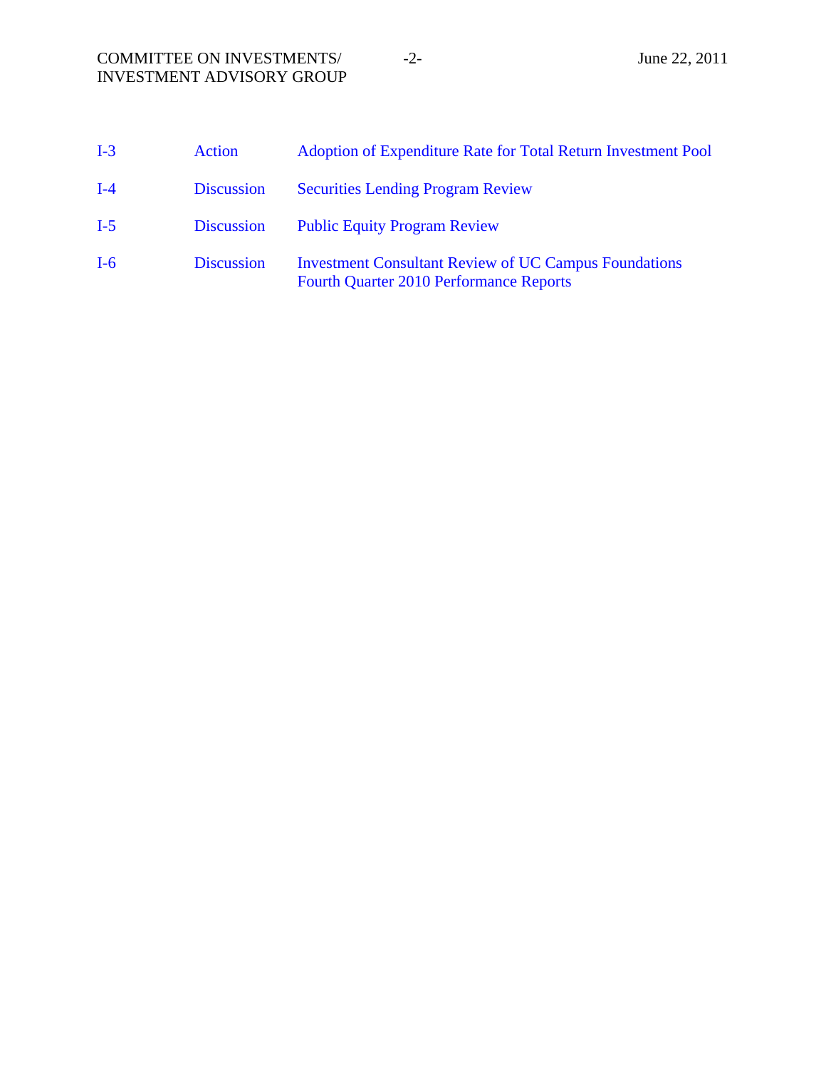| | | |
|---|---|---|
| I-3 | Action | Adoption of Expenditure Rate for Total Return Investment Pool |
| I-4 | Discussion | Securities Lending Program Review |
| I-5 | Discussion | Public Equity Program Review |
| I-6 | Discussion | Investment Consultant Review of UC Campus Foundations Fourth Quarter 2010 Performance Reports |